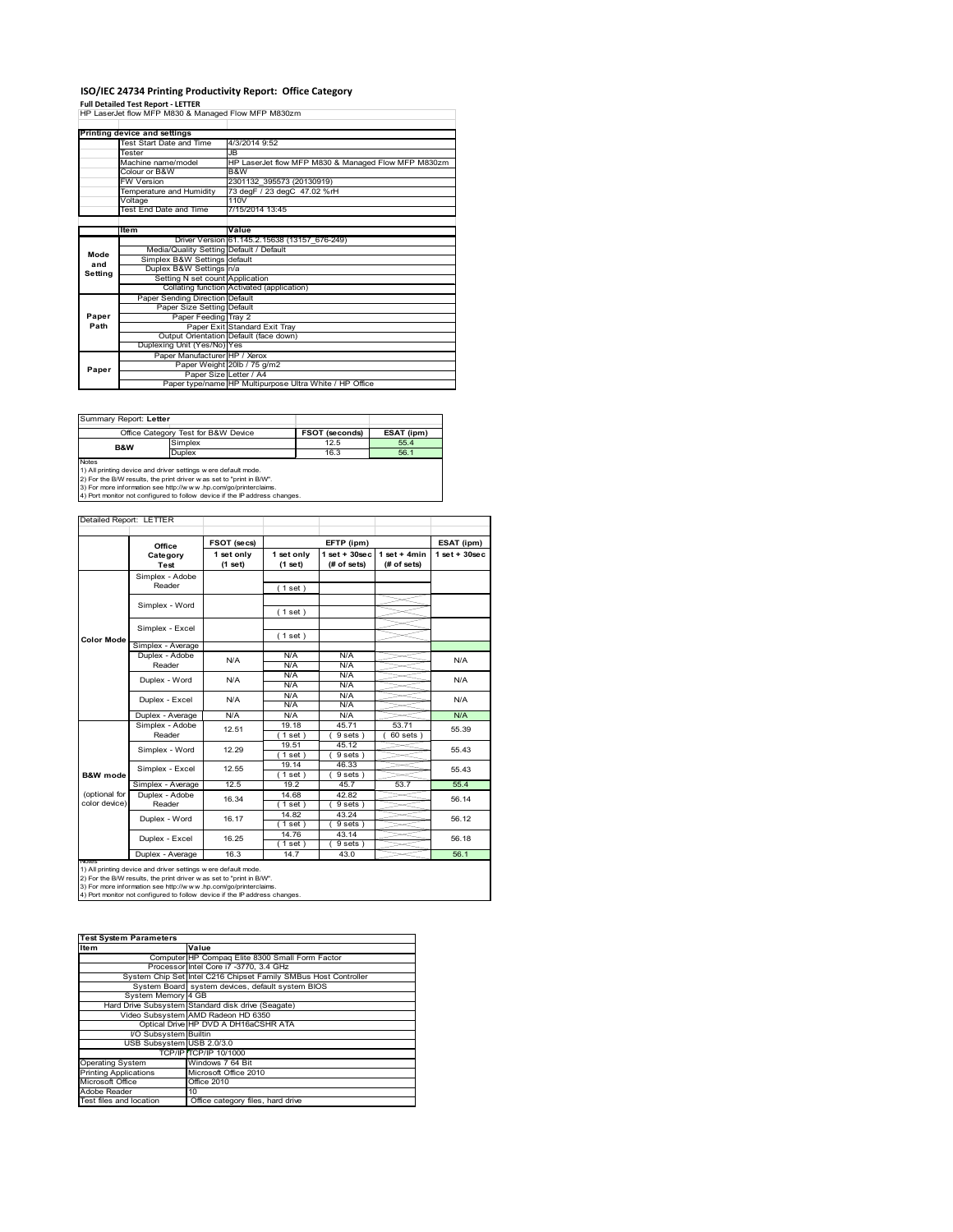# ISO/IEC 24734 Printing Productivity Report: Office Category

**Full Detailed Test Report - LETTER**

HP LaserJet flow MFP M830 & Managed Flow MFP M830zm

| Printing device and settings | |
|---|---|
| Test Start Date and Time | 4/3/2014 9:52 |
| Tester | JB |
| Machine name/model | HP LaserJet flow MFP M830 & Managed Flow MFP M830zm |
| Colour or B&W | B&W |
| FW Version | 2301132_395573 (20130919) |
| Temperature and Humidity | 73 degF / 23 degC 47.02 %rH |
| Voltage | 110V |
| Test End Date and Time | 7/15/2014 13:45 |

| | Item | Value |
|---|---|---|
| Mode and Setting | Driver Version | 61.145.2.15638 (13157_676-249) |
| | Media/Quality Setting | Default / Default |
| | Simplex B&W Settings | default |
| | Duplex B&W Settings | n/a |
| | Setting N set count | Application |
| | Collating function | Activated (application) |
| Paper Path | Paper Sending Direction | Default |
| | Paper Size Setting | Default |
| | Paper Feeding | Tray 2 |
| | Paper Exit | Standard Exit Tray |
| | Output Orientation | Default (face down) |
| | Duplexing Unit (Yes/No) | Yes |
| Paper | Paper Manufacturer | HP / Xerox |
| | Paper Weight | 20lb / 75 g/m2 |
| | Paper Size | Letter / A4 |
| | Paper type/name | HP Multipurpose Ultra White / HP Office |

Summary Report: **Letter**

| Office Category Test for B&W Device | | FSOT (seconds) | ESAT (ipm) |
|---|---|---|---|
| B&W | Simplex | 12.5 | 55.4 |
| | Duplex | 16.3 | 56.1 |

Notes
1) All printing device and driver settings were default mode.
2) For the B/W results, the print driver was set to "print in B/W".
3) For more information see http://www.hp.com/go/printerclaims.
4) Port monitor not configured to follow device if the IP address changes.

Detailed Report: LETTER

| | Office Category Test | FSOT (secs) 1 set only (1 set) | EFTP (ipm) 1 set only (1 set) | EFTP (ipm) 1 set + 30sec (# of sets) | EFTP (ipm) 1 set + 4min (# of sets) | ESAT (ipm) 1 set + 30sec |
|---|---|---|---|---|---|---|
| Color Mode | Simplex - Adobe Reader | | (1 set) | | | |
| | Simplex - Word | | (1 set) | | | |
| | Simplex - Excel | | (1 set) | | | |
| | Simplex - Average | | | | | |
| | Duplex - Adobe Reader | N/A | N/A N/A | N/A N/A | | N/A |
| | Duplex - Word | N/A | N/A N/A | N/A N/A | | N/A |
| | Duplex - Excel | N/A | N/A N/A | N/A N/A | | N/A |
| | Duplex - Average | N/A | N/A | N/A | | N/A |
| B&W mode (optional for color device) | Simplex - Adobe Reader | 12.51 | 19.18 (1 set) | 45.71 (9 sets) | 53.71 (60 sets) | 55.39 |
| | Simplex - Word | 12.29 | 19.51 (1 set) | 45.12 (9 sets) | | 55.43 |
| | Simplex - Excel | 12.55 | 19.14 (1 set) | 46.33 (9 sets) | | 55.43 |
| | Simplex - Average | 12.5 | 19.2 | 45.7 | 53.7 | 55.4 |
| | Duplex - Adobe Reader | 16.34 | 14.68 (1 set) | 42.82 (9 sets) | | 56.14 |
| | Duplex - Word | 16.17 | 14.82 (1 set) | 43.24 (9 sets) | | 56.12 |
| | Duplex - Excel | 16.25 | 14.76 (1 set) | 43.14 (9 sets) | | 56.18 |
| | Duplex - Average | 16.3 | 14.7 | 43.0 | | 56.1 |

Notes
1) All printing device and driver settings were default mode.
2) For the B/W results, the print driver was set to "print in B/W".
3) For more information see http://www.hp.com/go/printerclaims.
4) Port monitor not configured to follow device if the IP address changes.

| Test System Parameters | |
|---|---|
| **Item** | **Value** |
| Computer | HP Compaq Elite 8300 Small Form Factor |
| Processor | Intel Core i7 -3770, 3.4 GHz |
| System Chip Set | Intel C216 Chipset Family SMBus Host Controller |
| System Board | system devices, default system BIOS |
| System Memory | 4 GB |
| Hard Drive Subsystem | Standard disk drive (Seagate) |
| Video Subsystem | AMD Radeon HD 6350 |
| Optical Drive | HP DVD A DH16aCSHR ATA |
| I/O Subsystem | Builtin |
| USB Subsystem | USB 2.0/3.0 |
| TCP/IP | TCP/IP 10/1000 |
| Operating System | Windows 7 64 Bit |
| Printing Applications | Microsoft Office 2010 |
| Microsoft Office | Office 2010 |
| Adobe Reader | 10 |
| Test files and location | Office category files, hard drive |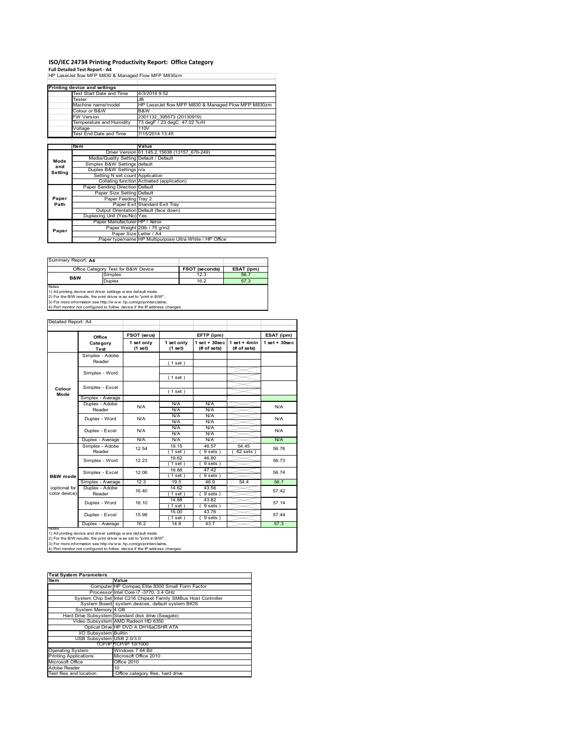# ISO/IEC 24734 Printing Productivity Report: Office Category

**Full Detailed Test Report - A4**

HP LaserJet flow MFP M830 & Managed Flow MFP M830zm

| Printing device and settings | |
|---|---|
| Test Start Date and Time | 4/3/2014 9:52 |
| Tester | JB |
| Machine name/model | HP LaserJet flow MFP M830 & Managed Flow MFP M830zm |
| Colour or B&W | B&W |
| FW Version | 2301132_395573 (20130919) |
| Temperature and Humidity | 73 degF / 23 degC 47.02 %rH |
| Voltage | 110V |
| Test End Date and Time | 7/15/2014 13:45 |

| | Item | Value |
|---|---|---|
| Mode and Setting | Driver Version | 61.145.2.15638 (13157_676-249) |
| | Media/Quality Setting | Default / Default |
| | Simplex B&W Settings | default |
| | Duplex B&W Settings | n/a |
| | Setting N set count | Application |
| | Collating function | Activated (application) |
| Paper Path | Paper Sending Direction | Default |
| | Paper Size Setting | Default |
| | Paper Feeding | Tray 2 |
| | Paper Exit | Standard Exit Tray |
| | Output Orientation | Default (face down) |
| | Duplexing Unit (Yes/No) | Yes |
| Paper | Paper Manufacturer | HP / Xerox |
| | Paper Weight | 20lb / 75 g/m2 |
| | Paper Size | Letter / A4 |
| | Paper type/name | HP Multipurpose Ultra White / HP Office |

Summary Report: **A4**

| Office Category Test for B&W Device | | FSOT (seconds) | ESAT (ipm) |
|---|---|---|---|
| B&W | Simplex | 12.3 | 56.7 |
| | Duplex | 16.2 | 57.3 |

Notes
1) All printing device and driver settings were default mode.
2) For the B/W results, the print driver was set to "print in B/W".
3) For more information see http://www.hp.com/go/printerclaims.
4) Port monitor not configured to follow device if the IP address changes.

Detailed Report: A4

| | Office Category Test | FSOT (secs) 1 set only (1 set) | EFTP (ipm) 1 set only (1 set) | EFTP (ipm) 1 set + 30sec (# of sets) | EFTP (ipm) 1 set + 4min (# of sets) | ESAT (ipm) 1 set + 30sec |
|---|---|---|---|---|---|---|
| Colour Mode | Simplex - Adobe Reader | | ( 1 set ) | | | |
| | Simplex - Word | | ( 1 set ) | | | |
| | Simplex - Excel | | ( 1 set ) | | | |
| | Simplex - Average | | | | | |
| | Duplex - Adobe Reader | N/A | N/A / N/A | N/A / N/A | | N/A |
| | Duplex - Word | N/A | N/A / N/A | N/A / N/A | | N/A |
| | Duplex - Excel | N/A | N/A / N/A | N/A / N/A | | N/A |
| | Duplex - Average | N/A | N/A | N/A | | N/A |
| B&W mode (optional for color device) | Simplex - Adobe Reader | 12.54 | 19.15 ( 1 set ) | 46.57 ( 9 sets ) | 54.45 ( 62 sets ) | 56.76 |
| | Simplex - Word | 12.23 | 19.62 ( 1 set ) | 46.80 ( 9 sets ) | | 56.73 |
| | Simplex - Excel | 12.06 | 19.88 ( 1 set ) | 47.42 ( 9 sets ) | | 56.74 |
| | Simplex - Average | 12.3 | 19.5 | 46.9 | 54.4 | 56.7 |
| | Duplex - Adobe Reader | 16.40 | 14.62 ( 1 set ) | 43.56 ( 9 sets ) | | 57.42 |
| | Duplex - Word | 16.10 | 14.88 ( 1 set ) | 43.82 ( 9 sets ) | | 57.14 |
| | Duplex - Excel | 15.98 | 15.00 ( 1 set ) | 43.76 ( 9 sets ) | | 57.44 |
| | Duplex - Average | 16.2 | 14.8 | 43.7 | | 57.3 |

Notes
1) All printing device and driver settings were default mode.
2) For the B/W results, the print driver was set to "print in B/W".
3) For more information see http://www.hp.com/go/printerclaims.
4) Port monitor not configured to follow device if the IP address changes.

| Test System Parameters | |
|---|---|
| **Item** | **Value** |
| Computer | HP Compaq Elite 8300 Small Form Factor |
| Processor | Intel Core i7 -3770, 3.4 GHz |
| System Chip Set | Intel C216 Chipset Family SMBus Host Controller |
| System Board | system devices, default system BIOS |
| System Memory | 4 GB |
| Hard Drive Subsystem | Standard disk drive (Seagate) |
| Video Subsystem | AMD Radeon HD 6350 |
| Optical Drive | HP DVD A DH16aCSHR ATA |
| I/O Subsystem | Builtin |
| USB Subsystem | USB 2.0/3.0 |
| TCP/IP | TCP/IP 10/1000 |
| Operating System | Windows 7 64 Bit |
| Printing Applications | Microsoft Office 2010 |
| Microsoft Office | Office 2010 |
| Adobe Reader | 10 |
| Test files and location | Office category files, hard drive |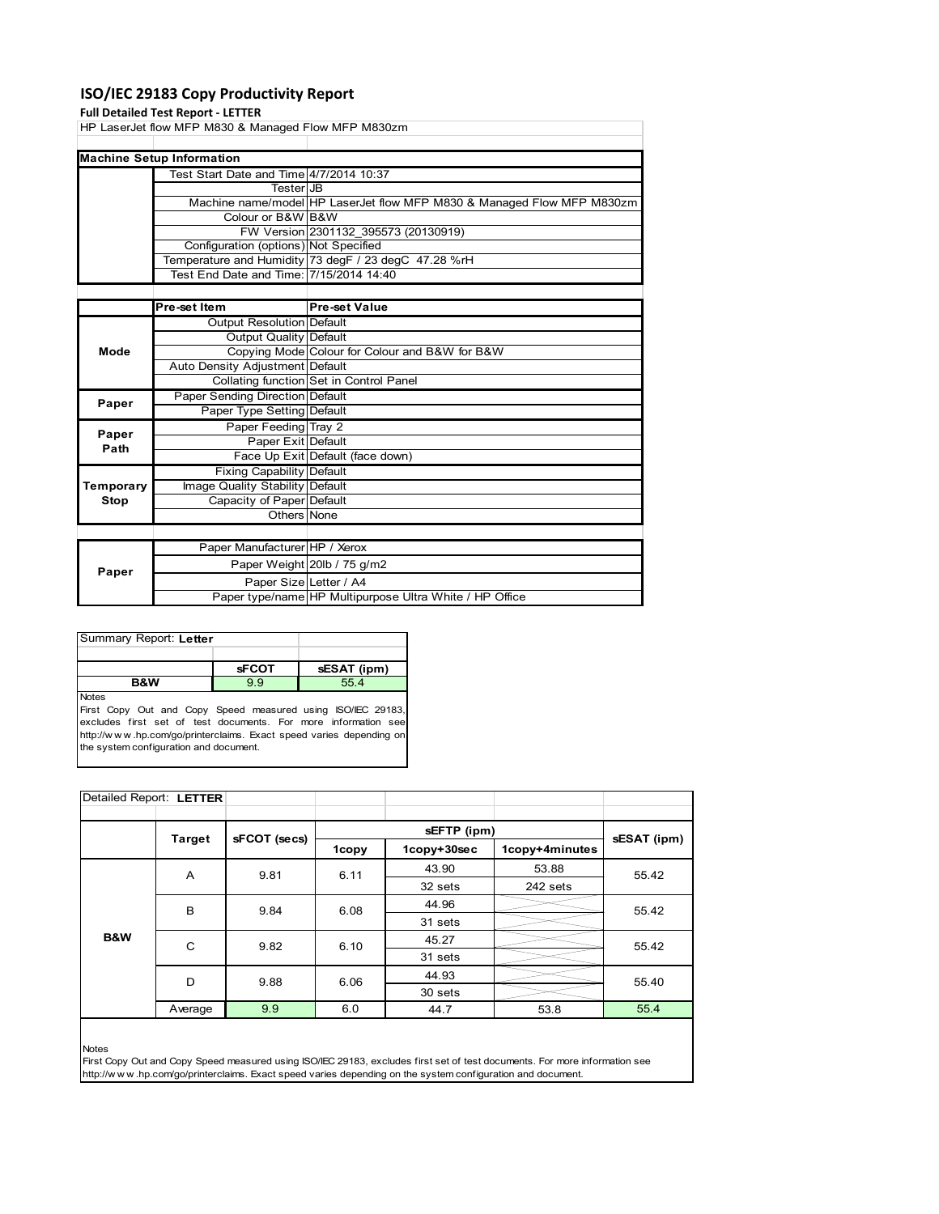# ISO/IEC 29183 Copy Productivity Report

**Full Detailed Test Report - LETTER**

HP LaserJet flow MFP M830 & Managed Flow MFP M830zm

| Machine Setup Information | | |
|---|---|---|
| | Test Start Date and Time | 4/7/2014 10:37 |
| | Tester | JB |
| | Machine name/model | HP LaserJet flow MFP M830 & Managed Flow MFP M830zm |
| | Colour or B&W | B&W |
| | FW Version | 2301132_395573 (20130919) |
| | Configuration (options) | Not Specified |
| | Temperature and Humidity | 73 degF / 23 degC 47.28 %rH |
| | Test End Date and Time: | 7/15/2014 14:40 |

| | Pre-set Item | Pre-set Value |
|---|---|---|
| Mode | Output Resolution | Default |
| | Output Quality | Default |
| | Copying Mode | Colour for Colour and B&W for B&W |
| | Auto Density Adjustment | Default |
| | Collating function | Set in Control Panel |
| Paper | Paper Sending Direction | Default |
| | Paper Type Setting | Default |
| Paper Path | Paper Feeding | Tray 2 |
| | Paper Exit | Default |
| | Face Up Exit | Default (face down) |
| Temporary Stop | Fixing Capability | Default |
| | Image Quality Stability | Default |
| | Capacity of Paper | Default |
| | Others | None |

| | | |
|---|---|---|
| Paper | Paper Manufacturer | HP / Xerox |
| | Paper Weight | 20lb / 75 g/m2 |
| | Paper Size | Letter / A4 |
| | Paper type/name | HP Multipurpose Ultra White / HP Office |

Summary Report: **Letter**

| | sFCOT | sESAT (ipm) |
|---|---|---|
| B&W | 9.9 | 55.4 |

Notes

First Copy Out and Copy Speed measured using ISO/IEC 29183, excludes first set of test documents. For more information see http://www.hp.com/go/printerclaims. Exact speed varies depending on the system configuration and document.

Detailed Report: **LETTER**

| | Target | sFCOT (secs) | sEFTP (ipm) 1copy | sEFTP (ipm) 1copy+30sec | sEFTP (ipm) 1copy+4minutes | sESAT (ipm) |
|---|---|---|---|---|---|---|
| B&W | A | 9.81 | 6.11 | 43.90 | 53.88 | 55.42 |
| | | | | 32 sets | 242 sets | |
| | B | 9.84 | 6.08 | 44.96 | | 55.42 |
| | | | | 31 sets | | |
| | C | 9.82 | 6.10 | 45.27 | | 55.42 |
| | | | | 31 sets | | |
| | D | 9.88 | 6.06 | 44.93 | | 55.40 |
| | | | | 30 sets | | |
| | Average | 9.9 | 6.0 | 44.7 | 53.8 | 55.4 |

Notes

First Copy Out and Copy Speed measured using ISO/IEC 29183, excludes first set of test documents. For more information see http://www.hp.com/go/printerclaims. Exact speed varies depending on the system configuration and document.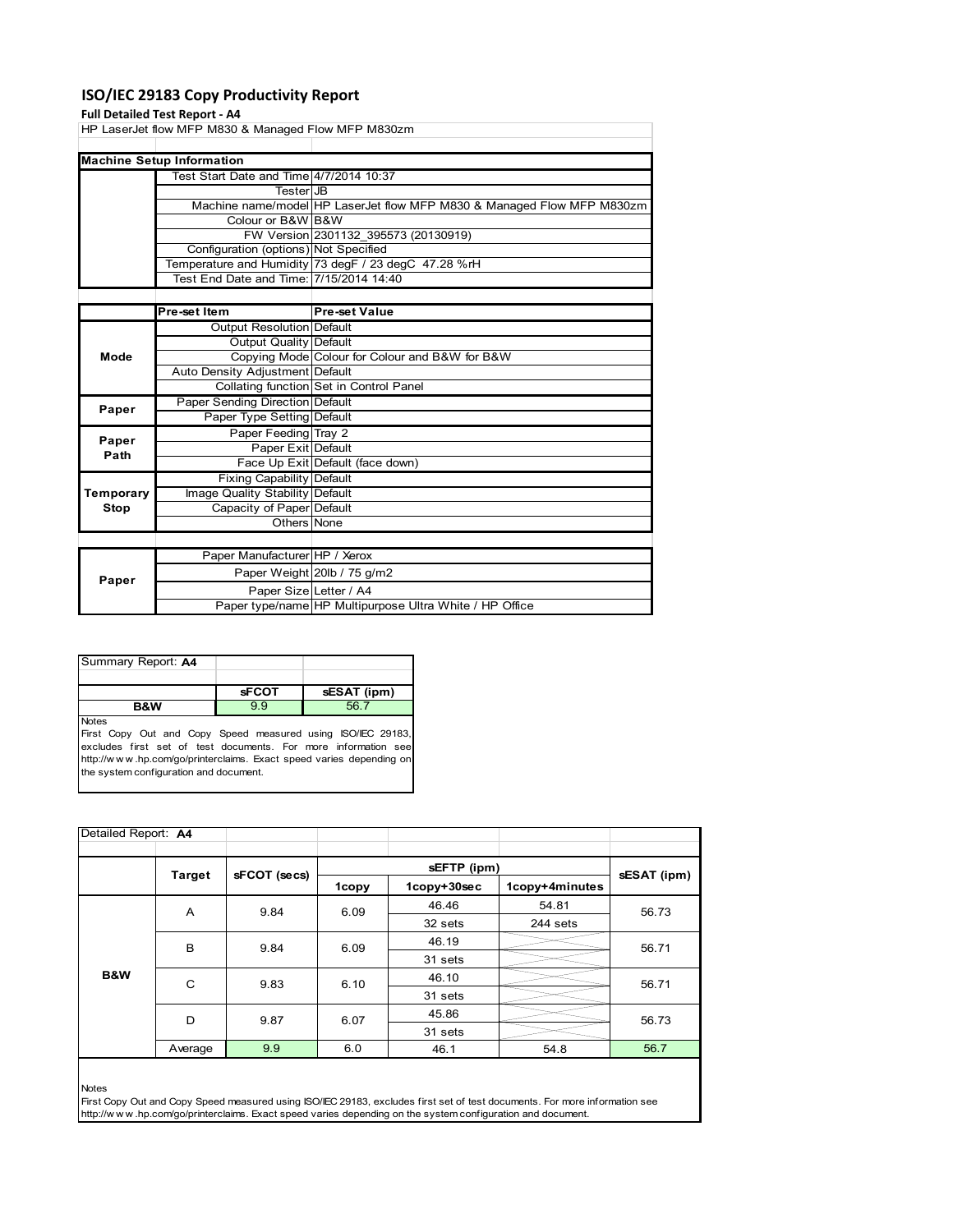# ISO/IEC 29183 Copy Productivity Report

**Full Detailed Test Report - A4**

HP LaserJet flow MFP M830 & Managed Flow MFP M830zm

| Machine Setup Information | | |
|---|---|---|
| | Test Start Date and Time | 4/7/2014 10:37 |
| | Tester | JB |
| | Machine name/model | HP LaserJet flow MFP M830 & Managed Flow MFP M830zm |
| | Colour or B&W | B&W |
| | FW Version | 2301132_395573 (20130919) |
| | Configuration (options) | Not Specified |
| | Temperature and Humidity | 73 degF / 23 degC 47.28 %rH |
| | Test End Date and Time: | 7/15/2014 14:40 |

| | Pre-set Item | Pre-set Value |
|---|---|---|
| Mode | Output Resolution | Default |
| | Output Quality | Default |
| | Copying Mode | Colour for Colour and B&W for B&W |
| | Auto Density Adjustment | Default |
| | Collating function | Set in Control Panel |
| Paper | Paper Sending Direction | Default |
| | Paper Type Setting | Default |
| Paper Path | Paper Feeding | Tray 2 |
| | Paper Exit | Default |
| | Face Up Exit | Default (face down) |
| Temporary Stop | Fixing Capability | Default |
| | Image Quality Stability | Default |
| | Capacity of Paper | Default |
| | Others | None |

| | | |
|---|---|---|
| Paper | Paper Manufacturer | HP / Xerox |
| | Paper Weight | 20lb / 75 g/m2 |
| | Paper Size | Letter / A4 |
| | Paper type/name | HP Multipurpose Ultra White / HP Office |

Summary Report: **A4**

| | sFCOT | sESAT (ipm) |
|---|---|---|
| B&W | 9.9 | 56.7 |

Notes
First Copy Out and Copy Speed measured using ISO/IEC 29183, excludes first set of test documents. For more information see http://www.hp.com/go/printerclaims. Exact speed varies depending on the system configuration and document.

Detailed Report: **A4**

| | Target | sFCOT (secs) | sEFTP (ipm) 1copy | sEFTP (ipm) 1copy+30sec | sEFTP (ipm) 1copy+4minutes | sESAT (ipm) |
|---|---|---|---|---|---|---|
| B&W | A | 9.84 | 6.09 | 46.46<br>32 sets | 54.81<br>244 sets | 56.73 |
| | B | 9.84 | 6.09 | 46.19<br>31 sets | | 56.71 |
| | C | 9.83 | 6.10 | 46.10<br>31 sets | | 56.71 |
| | D | 9.87 | 6.07 | 45.86<br>31 sets | | 56.73 |
| | Average | 9.9 | 6.0 | 46.1 | 54.8 | 56.7 |

Notes
First Copy Out and Copy Speed measured using ISO/IEC 29183, excludes first set of test documents. For more information see http://www.hp.com/go/printerclaims. Exact speed varies depending on the system configuration and document.